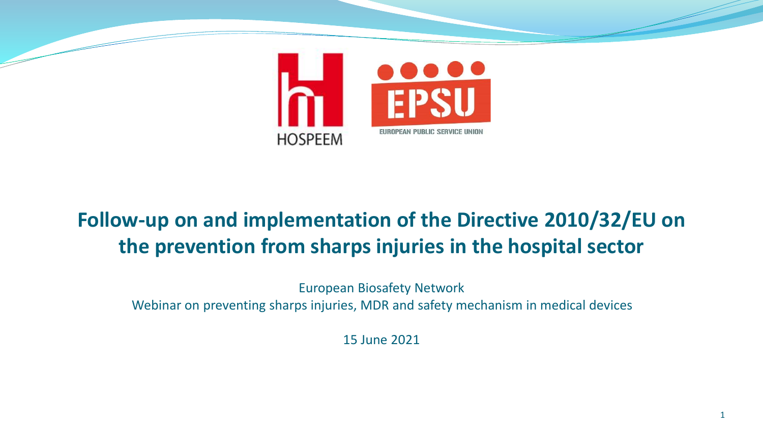HOSPEEM

EPSU

EUROPEAN PUBLIC SERVICE UNION

# Follow-up on and implementation of the Directive 2010/32/EU on the prevention from sharps injuries in the hospital sector

European Biosafety Network

Webinar on preventing sharps injuries, MDR and safety mechanism in medical devices

15 June 2021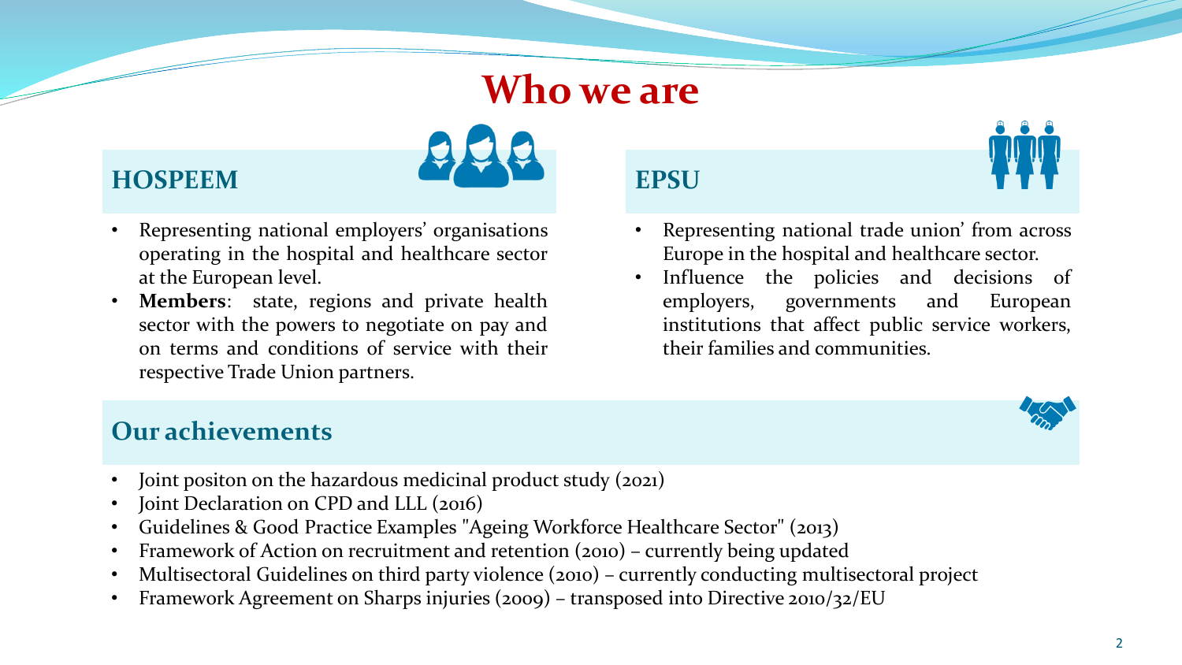# Who we are

## HOSPEEM

- Representing national employers' organisations operating in the hospital and healthcare sector at the European level.
- **Members**: state, regions and private health sector with the powers to negotiate on pay and on terms and conditions of service with their respective Trade Union partners.

## EPSU

- Representing national trade union' from across Europe in the hospital and healthcare sector.
- Influence the policies and decisions of employers, governments and European institutions that affect public service workers, their families and communities.

## Our achievements

- Joint positon on the hazardous medicinal product study (2021)
- Joint Declaration on CPD and LLL (2016)
- Guidelines & Good Practice Examples "Ageing Workforce Healthcare Sector" (2013)
- Framework of Action on recruitment and retention (2010) – currently being updated
- Multisectoral Guidelines on third party violence (2010) – currently conducting multisectoral project
- Framework Agreement on Sharps injuries (2009) – transposed into Directive 2010/32/EU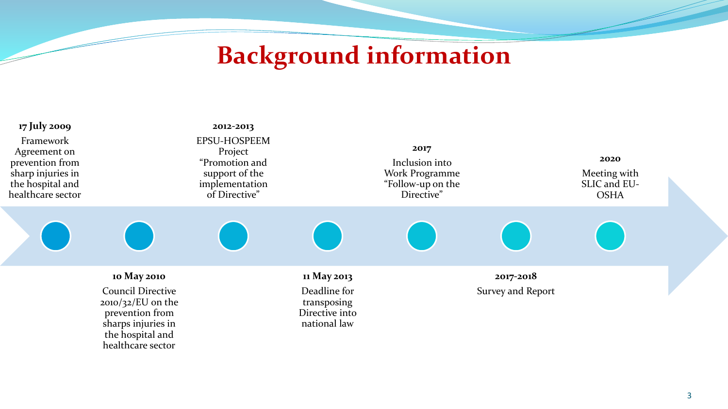# Background information

**17 July 2009**
Framework Agreement on prevention from sharp injuries in the hospital and healthcare sector

**10 May 2010**
Council Directive 2010/32/EU on the prevention from sharps injuries in the hospital and healthcare sector

**2012-2013**
EPSU-HOSPEEM Project "Promotion and support of the implementation of Directive"

**11 May 2013**
Deadline for transposing Directive into national law

**2017**
Inclusion into Work Programme "Follow-up on the Directive"

**2017-2018**
Survey and Report

**2020**
Meeting with SLIC and EU-OSHA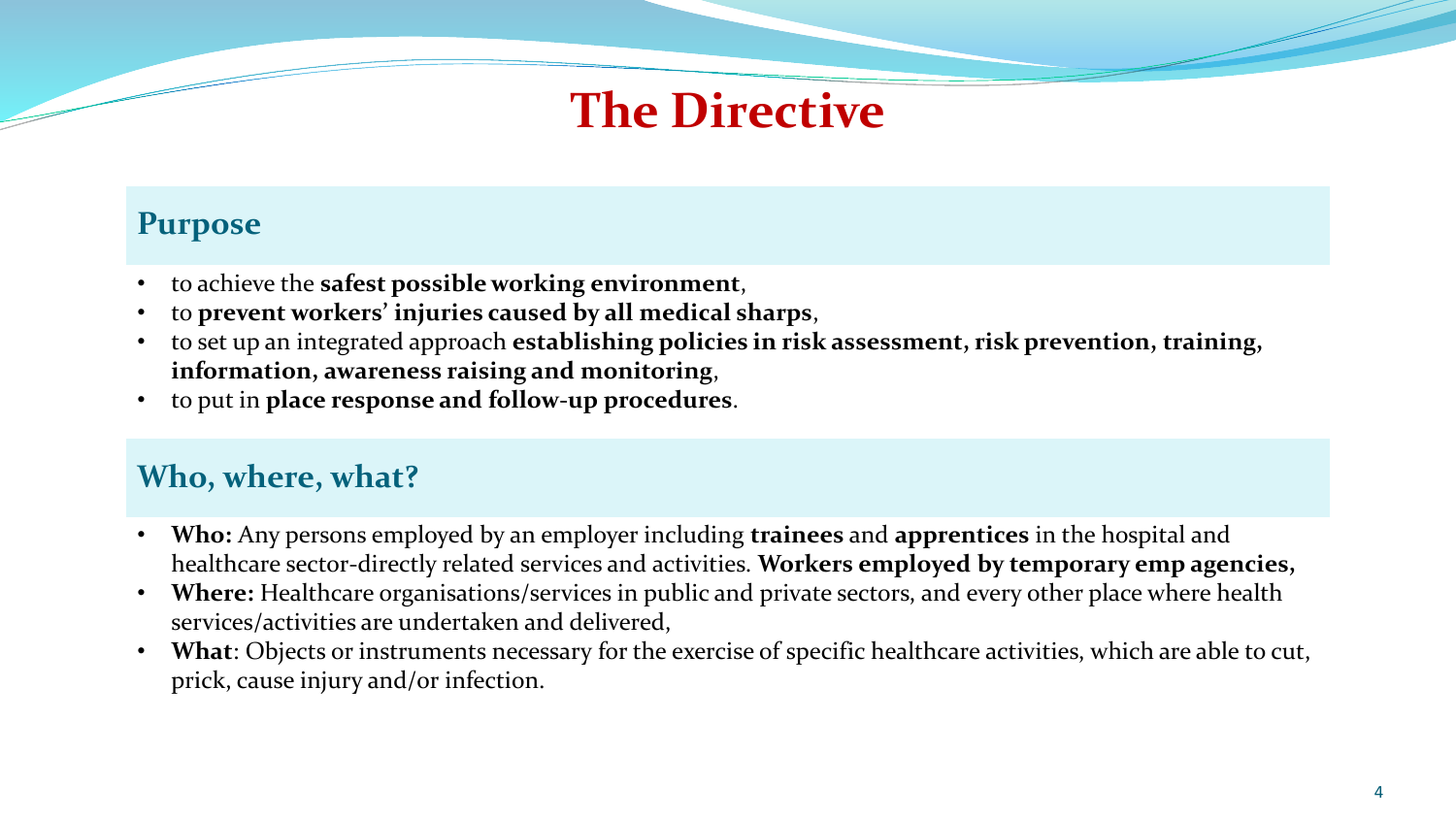# The Directive

## Purpose

- to achieve the **safest possible working environment**,
- to **prevent workers' injuries caused by all medical sharps**,
- to set up an integrated approach **establishing policies in risk assessment, risk prevention, training, information, awareness raising and monitoring**,
- to put in **place response and follow-up procedures**.

## Who, where, what?

- **Who:** Any persons employed by an employer including **trainees** and **apprentices** in the hospital and healthcare sector-directly related services and activities. **Workers employed by temporary emp agencies,**
- **Where:** Healthcare organisations/services in public and private sectors, and every other place where health services/activities are undertaken and delivered,
- **What**: Objects or instruments necessary for the exercise of specific healthcare activities, which are able to cut, prick, cause injury and/or infection.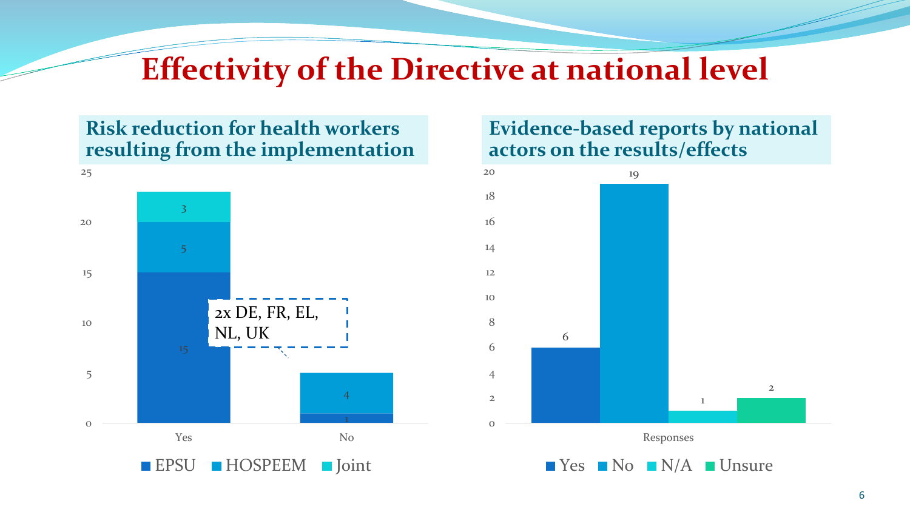# Effectivity of the Directive at national level

## Risk reduction for health workers resulting from the implementation

| | EPSU | HOSPEEM | Joint |
|---|---|---|---|
| Yes | 15 | 5 | 3 |
| No | 1 | 4 | |

2x DE, FR, EL, NL, UK

## Evidence-based reports by national actors on the results/effects

| | Yes | No | N/A | Unsure |
|---|---|---|---|---|
| Responses | 6 | 19 | 1 | 2 |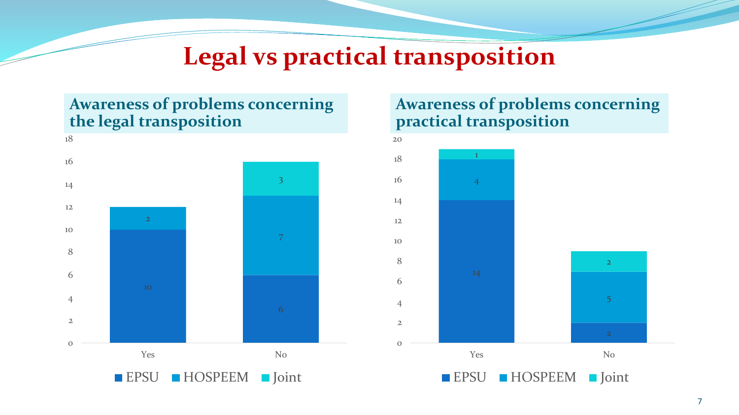# Legal vs practical transposition

## Awareness of problems concerning the legal transposition

| | EPSU | HOSPEEM | Joint |
|---|---|---|---|
| Yes | 10 | 2 | |
| No | 6 | 7 | 3 |

## Awareness of problems concerning practical transposition

| | EPSU | HOSPEEM | Joint |
|---|---|---|---|
| Yes | 14 | 4 | 1 |
| No | 2 | 5 | 2 |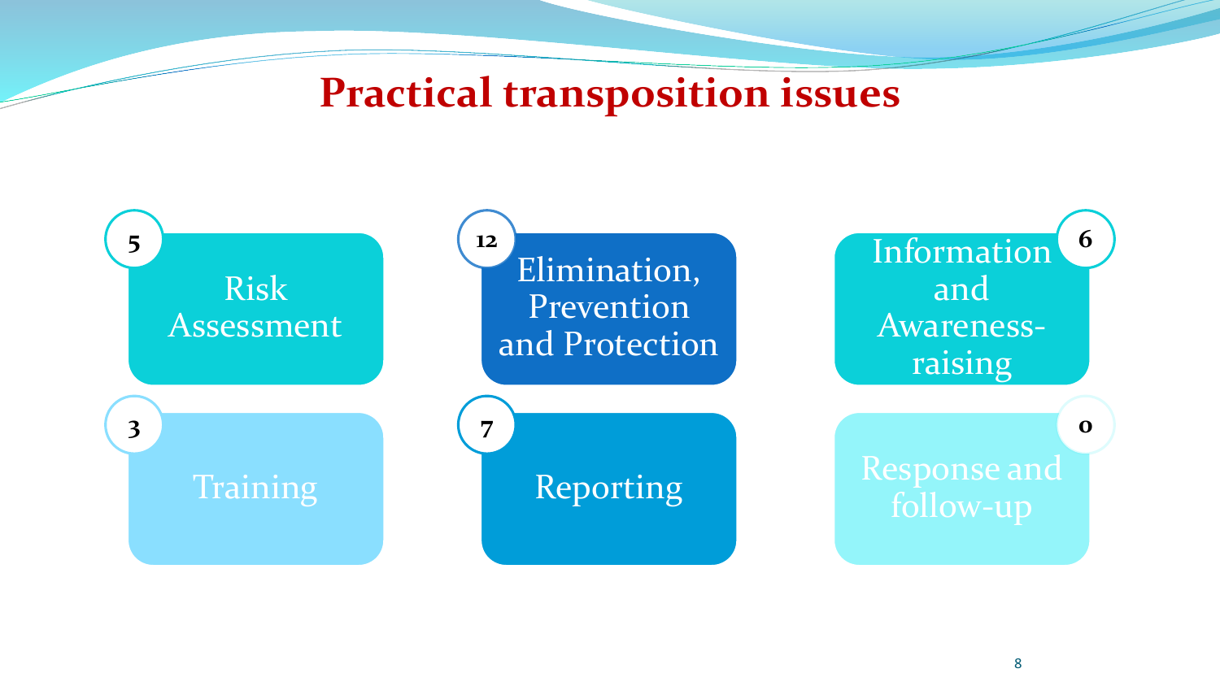# Practical transposition issues

- **5** Risk Assessment
- **12** Elimination, Prevention and Protection
- **6** Information and Awareness-raising
- **3** Training
- **7** Reporting
- **0** Response and follow-up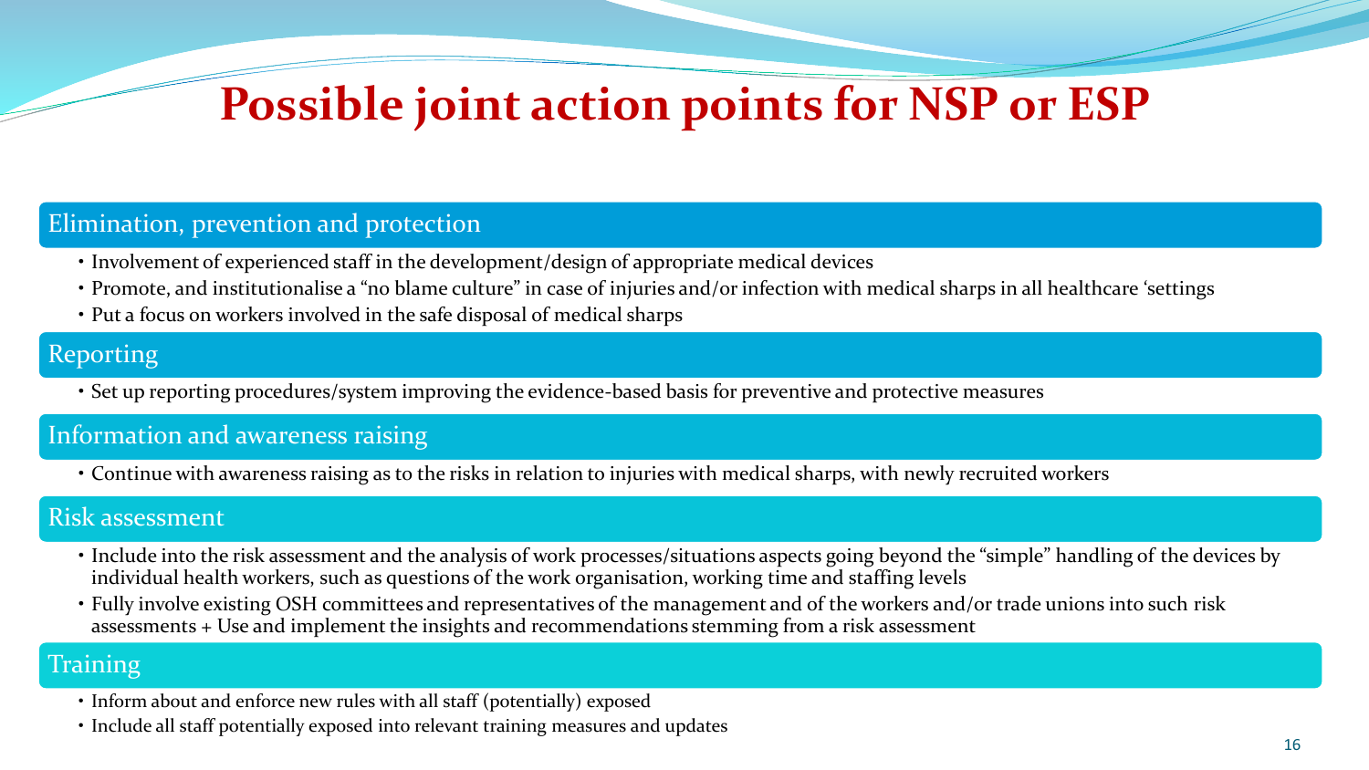# Possible joint action points for NSP or ESP

## Elimination, prevention and protection

- Involvement of experienced staff in the development/design of appropriate medical devices
- Promote, and institutionalise a "no blame culture" in case of injuries and/or infection with medical sharps in all healthcare 'settings
- Put a focus on workers involved in the safe disposal of medical sharps

## Reporting

- Set up reporting procedures/system improving the evidence-based basis for preventive and protective measures

## Information and awareness raising

- Continue with awareness raising as to the risks in relation to injuries with medical sharps, with newly recruited workers

## Risk assessment

- Include into the risk assessment and the analysis of work processes/situations aspects going beyond the "simple" handling of the devices by individual health workers, such as questions of the work organisation, working time and staffing levels
- Fully involve existing OSH committees and representatives of the management and of the workers and/or trade unions into such risk assessments + Use and implement the insights and recommendations stemming from a risk assessment

## Training

- Inform about and enforce new rules with all staff (potentially) exposed
- Include all staff potentially exposed into relevant training measures and updates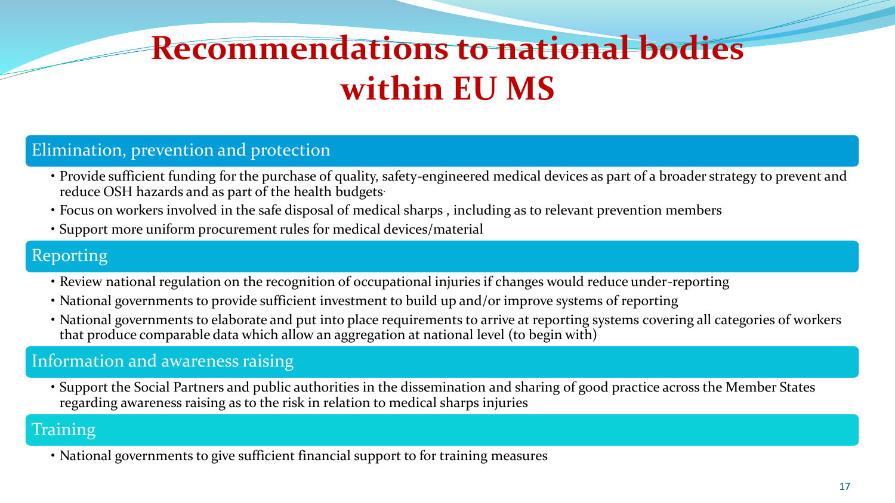# Recommendations to national bodies within EU MS

## Elimination, prevention and protection

- Provide sufficient funding for the purchase of quality, safety-engineered medical devices as part of a broader strategy to prevent and reduce OSH hazards and as part of the health budgets.
- Focus on workers involved in the safe disposal of medical sharps , including as to relevant prevention members
- Support more uniform procurement rules for medical devices/material

## Reporting

- Review national regulation on the recognition of occupational injuries if changes would reduce under-reporting
- National governments to provide sufficient investment to build up and/or improve systems of reporting
- National governments to elaborate and put into place requirements to arrive at reporting systems covering all categories of workers that produce comparable data which allow an aggregation at national level (to begin with)

## Information and awareness raising

- Support the Social Partners and public authorities in the dissemination and sharing of good practice across the Member States regarding awareness raising as to the risk in relation to medical sharps injuries

## Training

- National governments to give sufficient financial support to for training measures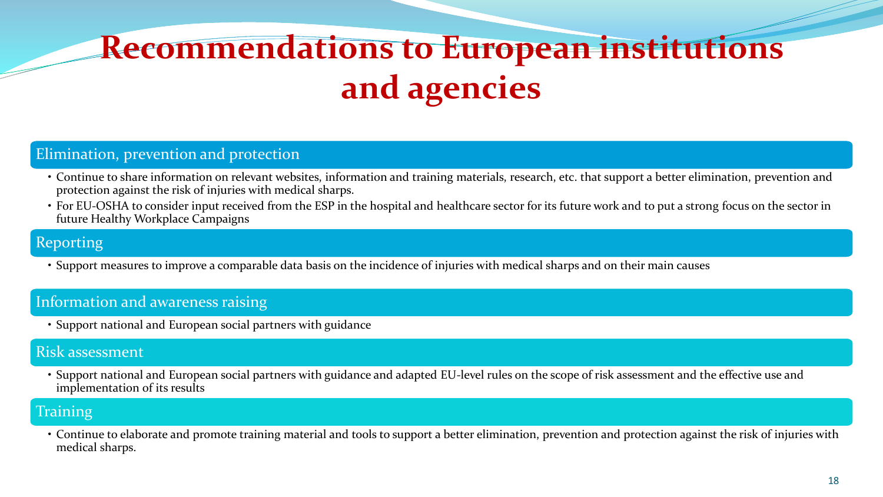# Recommendations to European institutions and agencies

## Elimination, prevention and protection

- Continue to share information on relevant websites, information and training materials, research, etc. that support a better elimination, prevention and protection against the risk of injuries with medical sharps.
- For EU-OSHA to consider input received from the ESP in the hospital and healthcare sector for its future work and to put a strong focus on the sector in future Healthy Workplace Campaigns

## Reporting

- Support measures to improve a comparable data basis on the incidence of injuries with medical sharps and on their main causes

## Information and awareness raising

- Support national and European social partners with guidance

## Risk assessment

- Support national and European social partners with guidance and adapted EU-level rules on the scope of risk assessment and the effective use and implementation of its results

## Training

- Continue to elaborate and promote training material and tools to support a better elimination, prevention and protection against the risk of injuries with medical sharps.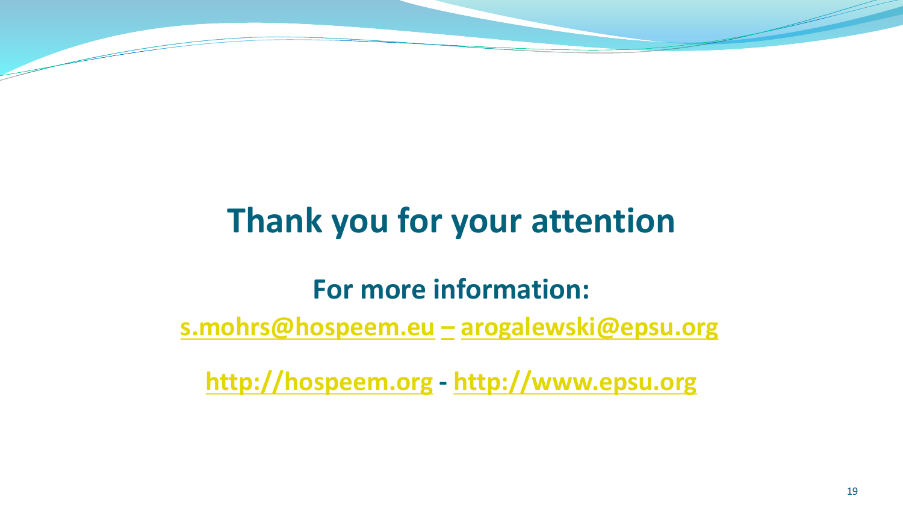# Thank you for your attention

## For more information:

**s.mohrs@hospeem.eu – arogalewski@epsu.org**

**http://hospeem.org - http://www.epsu.org**